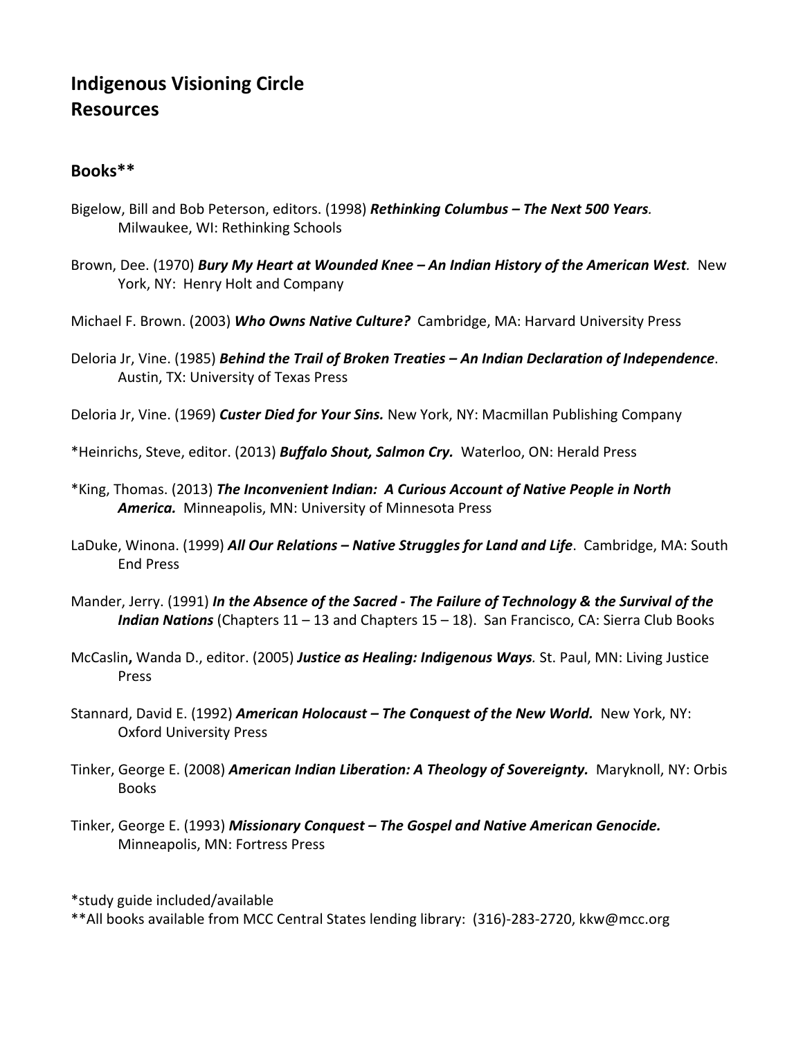## Indigenous Visioning Circle
## Resources

### Books**

Bigelow, Bill and Bob Peterson, editors. (1998) ***Rethinking Columbus – The Next 500 Years.*** Milwaukee, WI: Rethinking Schools

Brown, Dee. (1970) ***Bury My Heart at Wounded Knee – An Indian History of the American West.*** New York, NY: Henry Holt and Company

Michael F. Brown. (2003) ***Who Owns Native Culture?*** Cambridge, MA: Harvard University Press

Deloria Jr, Vine. (1985) ***Behind the Trail of Broken Treaties – An Indian Declaration of Independence.*** Austin, TX: University of Texas Press

Deloria Jr, Vine. (1969) ***Custer Died for Your Sins.*** New York, NY: Macmillan Publishing Company

*Heinrichs, Steve, editor. (2013) ***Buffalo Shout, Salmon Cry.*** Waterloo, ON: Herald Press

*King, Thomas. (2013) ***The Inconvenient Indian: A Curious Account of Native People in North America.*** Minneapolis, MN: University of Minnesota Press

LaDuke, Winona. (1999) ***All Our Relations – Native Struggles for Land and Life.*** Cambridge, MA: South End Press

Mander, Jerry. (1991) ***In the Absence of the Sacred - The Failure of Technology & the Survival of the Indian Nations*** (Chapters 11 – 13 and Chapters 15 – 18). San Francisco, CA: Sierra Club Books

McCaslin**,** Wanda D., editor. (2005) ***Justice as Healing: Indigenous Ways.*** St. Paul, MN: Living Justice Press

Stannard, David E. (1992) ***American Holocaust – The Conquest of the New World.*** New York, NY: Oxford University Press

Tinker, George E. (2008) ***American Indian Liberation: A Theology of Sovereignty.*** Maryknoll, NY: Orbis Books

Tinker, George E. (1993) ***Missionary Conquest – The Gospel and Native American Genocide.*** Minneapolis, MN: Fortress Press

*study guide included/available
**All books available from MCC Central States lending library: (316)-283-2720, kkw@mcc.org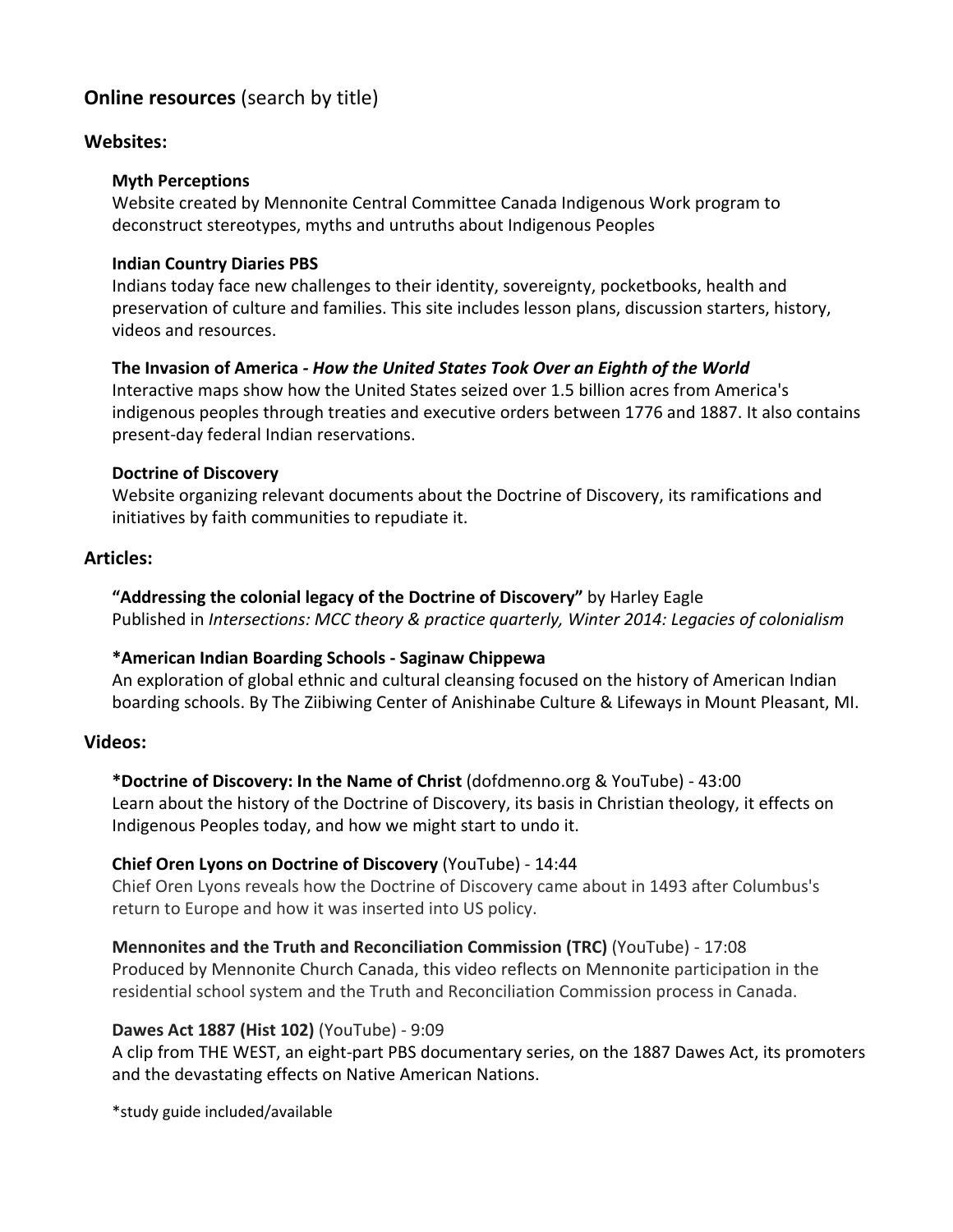## **Online resources** (search by title)

### Websites:

**Myth Perceptions**
Website created by Mennonite Central Committee Canada Indigenous Work program to deconstruct stereotypes, myths and untruths about Indigenous Peoples

**Indian Country Diaries PBS**
Indians today face new challenges to their identity, sovereignty, pocketbooks, health and preservation of culture and families. This site includes lesson plans, discussion starters, history, videos and resources.

**The Invasion of America** ***- How the United States Took Over an Eighth of the World***
Interactive maps show how the United States seized over 1.5 billion acres from America's indigenous peoples through treaties and executive orders between 1776 and 1887. It also contains present-day federal Indian reservations.

**Doctrine of Discovery**
Website organizing relevant documents about the Doctrine of Discovery, its ramifications and initiatives by faith communities to repudiate it.

### Articles:

**"Addressing the colonial legacy of the Doctrine of Discovery"** by Harley Eagle
Published in *Intersections: MCC theory & practice quarterly, Winter 2014: Legacies of colonialism*

**\*American Indian Boarding Schools - Saginaw Chippewa**
An exploration of global ethnic and cultural cleansing focused on the history of American Indian boarding schools. By The Ziibiwing Center of Anishinabe Culture & Lifeways in Mount Pleasant, MI.

### Videos:

**\*Doctrine of Discovery: In the Name of Christ** (dofdmenno.org & YouTube) - 43:00
Learn about the history of the Doctrine of Discovery, its basis in Christian theology, it effects on Indigenous Peoples today, and how we might start to undo it.

**Chief Oren Lyons on Doctrine of Discovery** (YouTube) - 14:44
Chief Oren Lyons reveals how the Doctrine of Discovery came about in 1493 after Columbus's return to Europe and how it was inserted into US policy.

**Mennonites and the Truth and Reconciliation Commission (TRC)** (YouTube) - 17:08
Produced by Mennonite Church Canada, this video reflects on Mennonite participation in the residential school system and the Truth and Reconciliation Commission process in Canada.

**Dawes Act 1887 (Hist 102)** (YouTube) - 9:09
A clip from THE WEST, an eight-part PBS documentary series, on the 1887 Dawes Act, its promoters and the devastating effects on Native American Nations.

\*study guide included/available